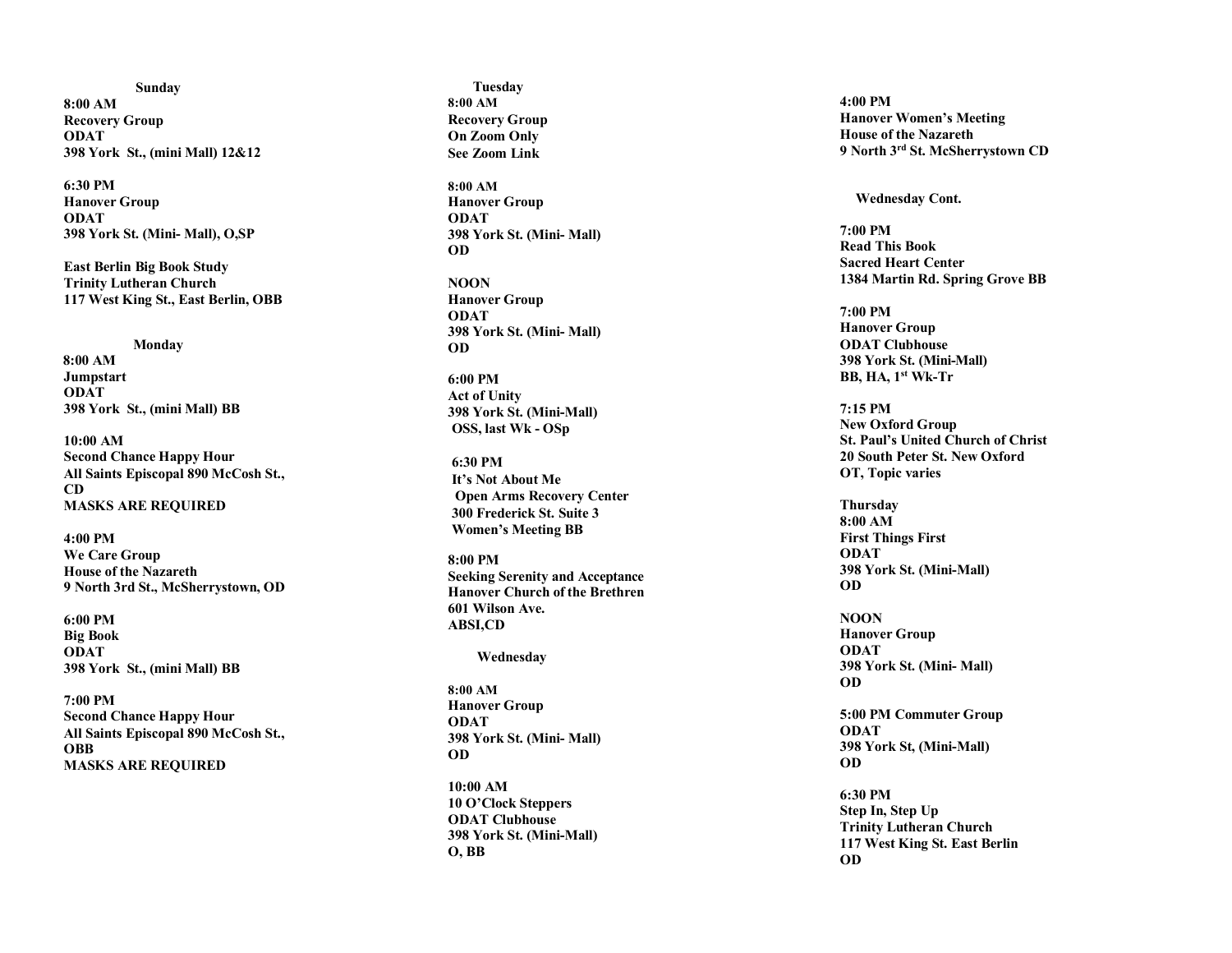## Sunday

**8:00 AM**
**Recovery Group**
**ODAT**
**398 York St., (mini Mall) 12&12**

**6:30 PM**
**Hanover Group**
**ODAT**
**398 York St. (Mini- Mall), O,SP**

**East Berlin Big Book Study**
**Trinity Lutheran Church**
**117 West King St., East Berlin, OBB**

## Monday

**8:00 AM**
**Jumpstart**
**ODAT**
**398 York St., (mini Mall) BB**

**10:00 AM**
**Second Chance Happy Hour**
**All Saints Episcopal 890 McCosh St., CD**
**MASKS ARE REQUIRED**

**4:00 PM**
**We Care Group**
**House of the Nazareth**
**9 North 3rd St., McSherrystown, OD**

**6:00 PM**
**Big Book**
**ODAT**
**398 York St., (mini Mall) BB**

**7:00 PM**
**Second Chance Happy Hour**
**All Saints Episcopal 890 McCosh St., OBB**
**MASKS ARE REQUIRED**

## Tuesday

**8:00 AM**
**Recovery Group**
**On Zoom Only**
**See Zoom Link**

**8:00 AM**
**Hanover Group**
**ODAT**
**398 York St. (Mini- Mall)**
**OD**

**NOON**
**Hanover Group**
**ODAT**
**398 York St. (Mini- Mall)**
**OD**

**6:00 PM**
**Act of Unity**
**398 York St. (Mini-Mall)**
**OSS, last Wk - OSp**

**6:30 PM**
**It's Not About Me**
**Open Arms Recovery Center**
**300 Frederick St. Suite 3**
**Women's Meeting BB**

**8:00 PM**
**Seeking Serenity and Acceptance**
**Hanover Church of the Brethren**
**601 Wilson Ave.**
**ABSI,CD**

## Wednesday

**8:00 AM**
**Hanover Group**
**ODAT**
**398 York St. (Mini- Mall)**
**OD**

**10:00 AM**
**10 O'Clock Steppers**
**ODAT Clubhouse**
**398 York St. (Mini-Mall)**
**O, BB**

**4:00 PM**
**Hanover Women's Meeting**
**House of the Nazareth**
**9 North 3rd St. McSherrystown CD**

## Wednesday Cont.

**7:00 PM**
**Read This Book**
**Sacred Heart Center**
**1384 Martin Rd. Spring Grove BB**

**7:00 PM**
**Hanover Group**
**ODAT Clubhouse**
**398 York St. (Mini-Mall)**
**BB, HA, 1st Wk-Tr**

**7:15 PM**
**New Oxford Group**
**St. Paul's United Church of Christ**
**20 South Peter St. New Oxford**
**OT, Topic varies**

## Thursday

**8:00 AM**
**First Things First**
**ODAT**
**398 York St. (Mini-Mall)**
**OD**

**NOON**
**Hanover Group**
**ODAT**
**398 York St. (Mini- Mall)**
**OD**

**5:00 PM Commuter Group**
**ODAT**
**398 York St, (Mini-Mall)**
**OD**

**6:30 PM**
**Step In, Step Up**
**Trinity Lutheran Church**
**117 West King St. East Berlin**
**OD**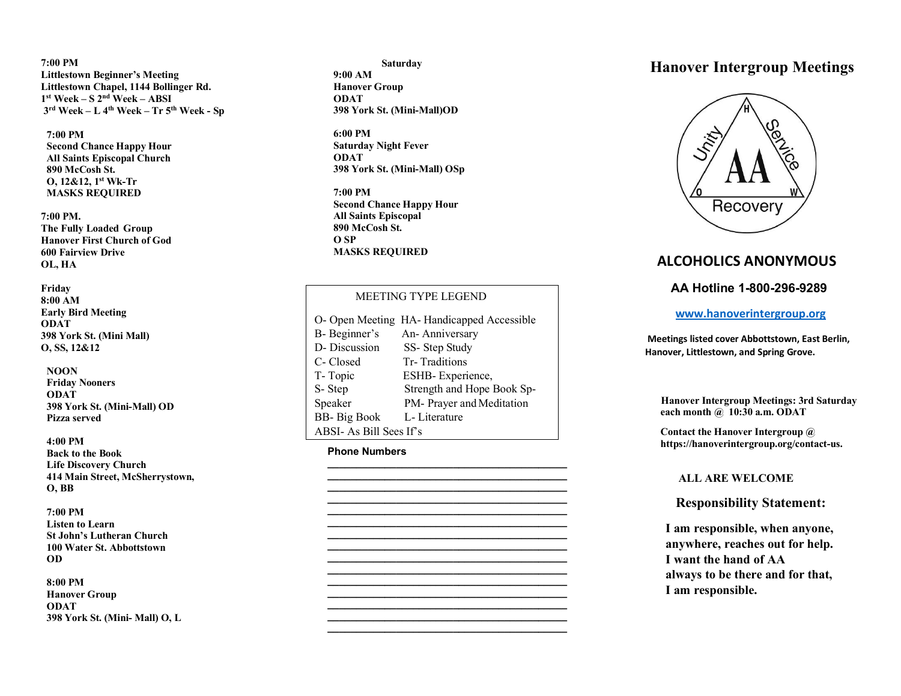**7:00 PM**
**Littlestown Beginner's Meeting**
**Littlestown Chapel, 1144 Bollinger Rd.**
**1st Week – S 2nd Week – ABSI**
**3rd Week – L 4th Week – Tr 5th Week - Sp**

**7:00 PM**
**Second Chance Happy Hour**
**All Saints Episcopal Church**
**890 McCosh St.**
**O, 12&12, 1st Wk-Tr**
**MASKS REQUIRED**

**7:00 PM.**
**The Fully Loaded Group**
**Hanover First Church of God**
**600 Fairview Drive**
**OL, HA**

**Friday**
**8:00 AM**
**Early Bird Meeting**
**ODAT**
**398 York St. (Mini Mall)**
**O, SS, 12&12**

**NOON**
**Friday Nooners**
**ODAT**
**398 York St. (Mini-Mall) OD**
**Pizza served**

**4:00 PM**
**Back to the Book**
**Life Discovery Church**
**414 Main Street, McSherrystown,**
**O, BB**

**7:00 PM**
**Listen to Learn**
**St John's Lutheran Church**
**100 Water St. Abbottstown**
**OD**

**8:00 PM**
**Hanover Group**
**ODAT**
**398 York St. (Mini- Mall) O, L**

**Saturday**
**9:00 AM**
**Hanover Group**
**ODAT**
**398 York St. (Mini-Mall)OD**

**6:00 PM**
**Saturday Night Fever**
**ODAT**
**398 York St. (Mini-Mall) OSp**

**7:00 PM**
**Second Chance Happy Hour**
**All Saints Episcopal**
**890 McCosh St.**
**O SP**
**MASKS REQUIRED**

MEETING TYPE LEGEND

| | |
|---|---|
| O- Open Meeting | HA- Handicapped Accessible |
| B- Beginner's | An- Anniversary |
| D- Discussion | SS- Step Study |
| C- Closed | Tr- Traditions |
| T- Topic | ESHB- Experience, |
| S- Step | Strength and Hope Book Sp- |
| Speaker | PM- Prayer and Meditation |
| BB- Big Book | L- Literature |
| ABSI- As Bill Sees If's | |

**Phone Numbers**

______________________________________________
______________________________________________
______________________________________________
______________________________________________
______________________________________________
______________________________________________
______________________________________________
______________________________________________
______________________________________________
______________________________________________
______________________________________________
______________________________________________
______________________________________________
______________________________________________
______________________________________________
______________________________________________

# Hanover Intergroup Meetings

Unity Service Recovery
H O W
AA

## ALCOHOLICS ANONYMOUS

**AA Hotline 1-800-296-9289**

www.hanoverintergroup.org

**Meetings listed cover Abbottstown, East Berlin, Hanover, Littlestown, and Spring Grove.**

**Hanover Intergroup Meetings: 3rd Saturday each month @ 10:30 a.m. ODAT**

**Contact the Hanover Intergroup @ https://hanoverintergroup.org/contact-us.**

**ALL ARE WELCOME**

**Responsibility Statement:**

**I am responsible, when anyone, anywhere, reaches out for help. I want the hand of AA always to be there and for that, I am responsible.**